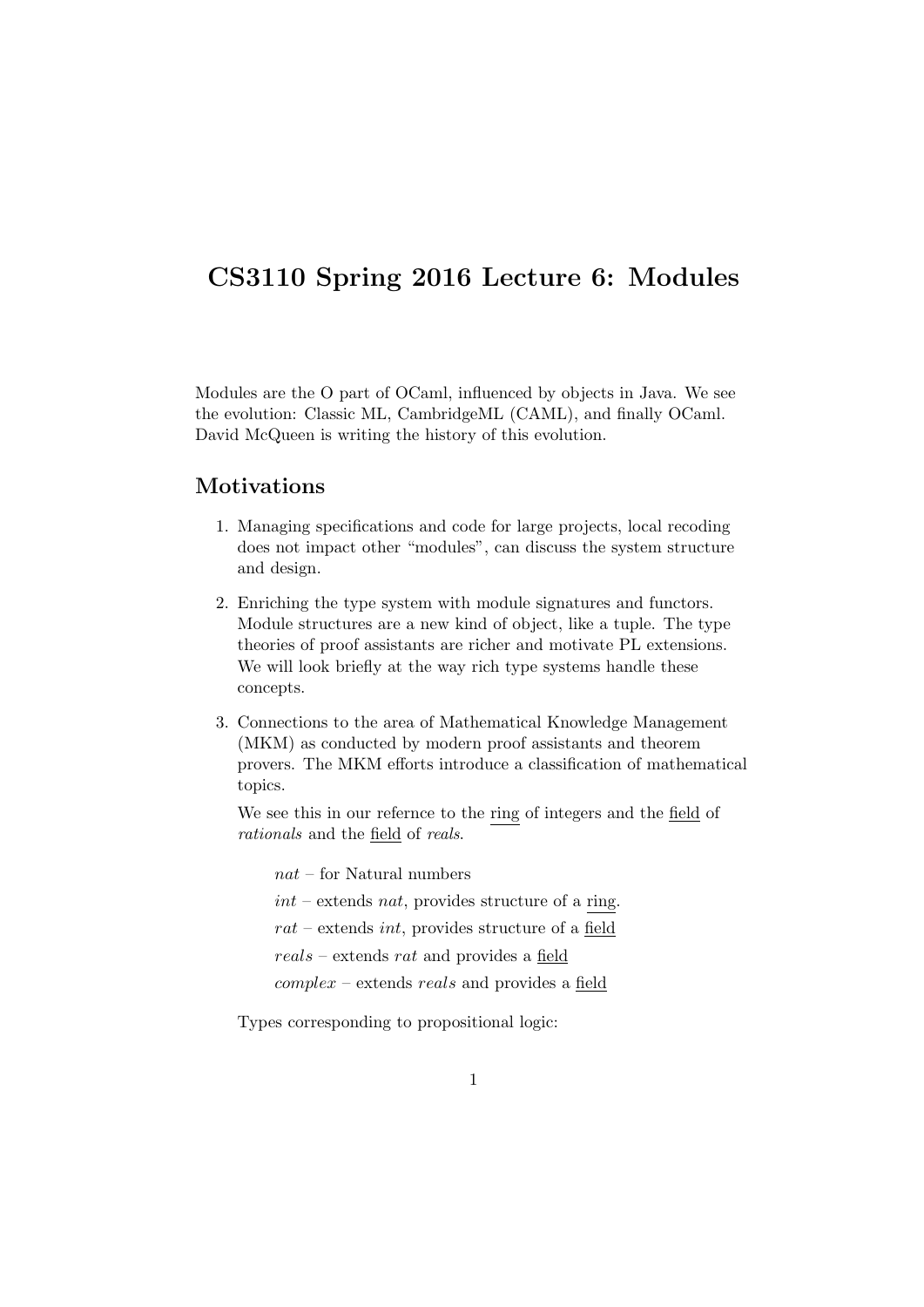# CS3110 Spring 2016 Lecture 6: Modules

Modules are the O part of OCaml, influenced by objects in Java. We see the evolution: Classic ML, CambridgeML (CAML), and finally OCaml. David McQueen is writing the history of this evolution.

## Motivations

1. Managing specifications and code for large projects, local recoding does not impact other "modules", can discuss the system structure and design.

2. Enriching the type system with module signatures and functors. Module structures are a new kind of object, like a tuple. The type theories of proof assistants are richer and motivate PL extensions. We will look briefly at the way rich type systems handle these concepts.

3. Connections to the area of Mathematical Knowledge Management (MKM) as conducted by modern proof assistants and theorem provers. The MKM efforts introduce a classification of mathematical topics.

   We see this in our refernce to the <u>ring</u> of integers and the <u>field</u> of *rationals* and the <u>field</u> of *reals*.

   > *nat* – for Natural numbers
   >
   > *int* – extends *nat*, provides structure of a <u>ring</u>.
   >
   > *rat* – extends *int*, provides structure of a <u>field</u>
   >
   > *reals* – extends *rat* and provides a <u>field</u>
   >
   > *complex* – extends *reals* and provides a <u>field</u>

   Types corresponding to propositional logic: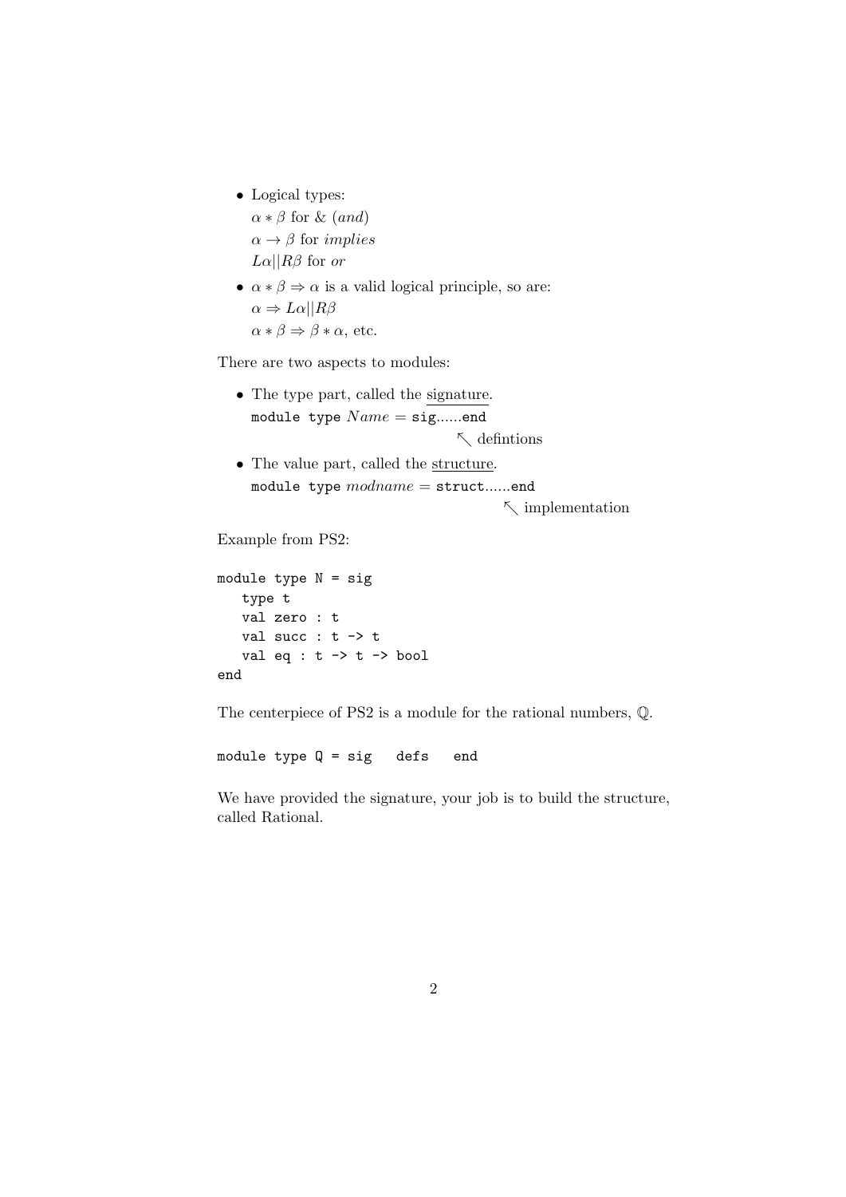- Logical types:
  $\alpha * \beta$ for & (*and*)
  $\alpha \rightarrow \beta$ for *implies*
  $L\alpha || R\beta$ for *or*
- $\alpha * \beta \Rightarrow \alpha$ is a valid logical principle, so are:
  $\alpha \Rightarrow L\alpha || R\beta$
  $\alpha * \beta \Rightarrow \beta * \alpha$, etc.

There are two aspects to modules:

- The type part, called the <u>signature</u>.
  `module type` *Name* = `sig......end`
  ↖ defintions
- The value part, called the <u>structure</u>.
  `module type` *modname* = `struct......end`
  ↖ implementation

Example from PS2:

```
module type N = sig
   type t
   val zero : t
   val succ : t -> t
   val eq : t -> t -> bool
end
```

The centerpiece of PS2 is a module for the rational numbers, $\mathbb{Q}$.

```
module type Q = sig   defs   end
```

We have provided the signature, your job is to build the structure, called Rational.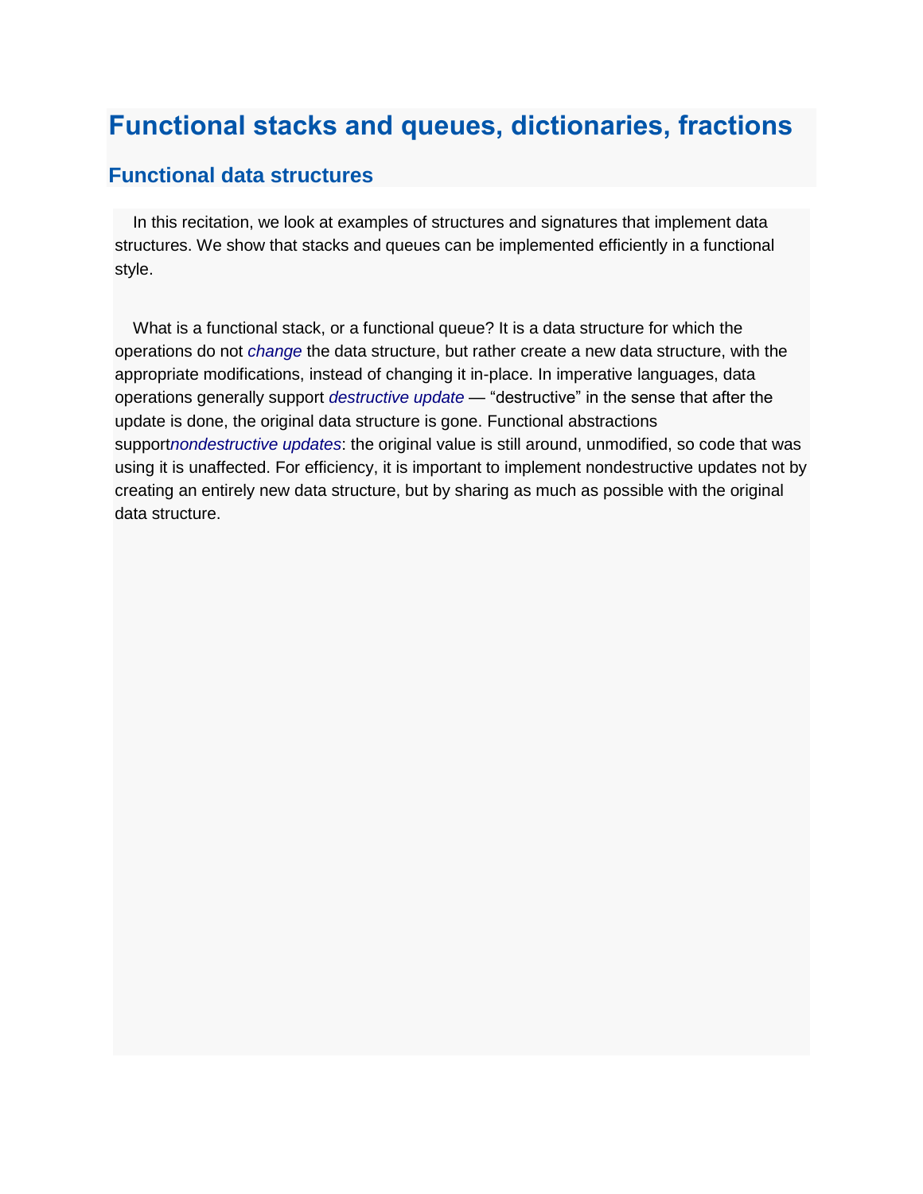# Functional stacks and queues, dictionaries, fractions

## Functional data structures

In this recitation, we look at examples of structures and signatures that implement data structures. We show that stacks and queues can be implemented efficiently in a functional style.

What is a functional stack, or a functional queue? It is a data structure for which the operations do not *change* the data structure, but rather create a new data structure, with the appropriate modifications, instead of changing it in-place. In imperative languages, data operations generally support *destructive update* — “destructive” in the sense that after the update is done, the original data structure is gone. Functional abstractions support*nondestructive updates*: the original value is still around, unmodified, so code that was using it is unaffected. For efficiency, it is important to implement nondestructive updates not by creating an entirely new data structure, but by sharing as much as possible with the original data structure.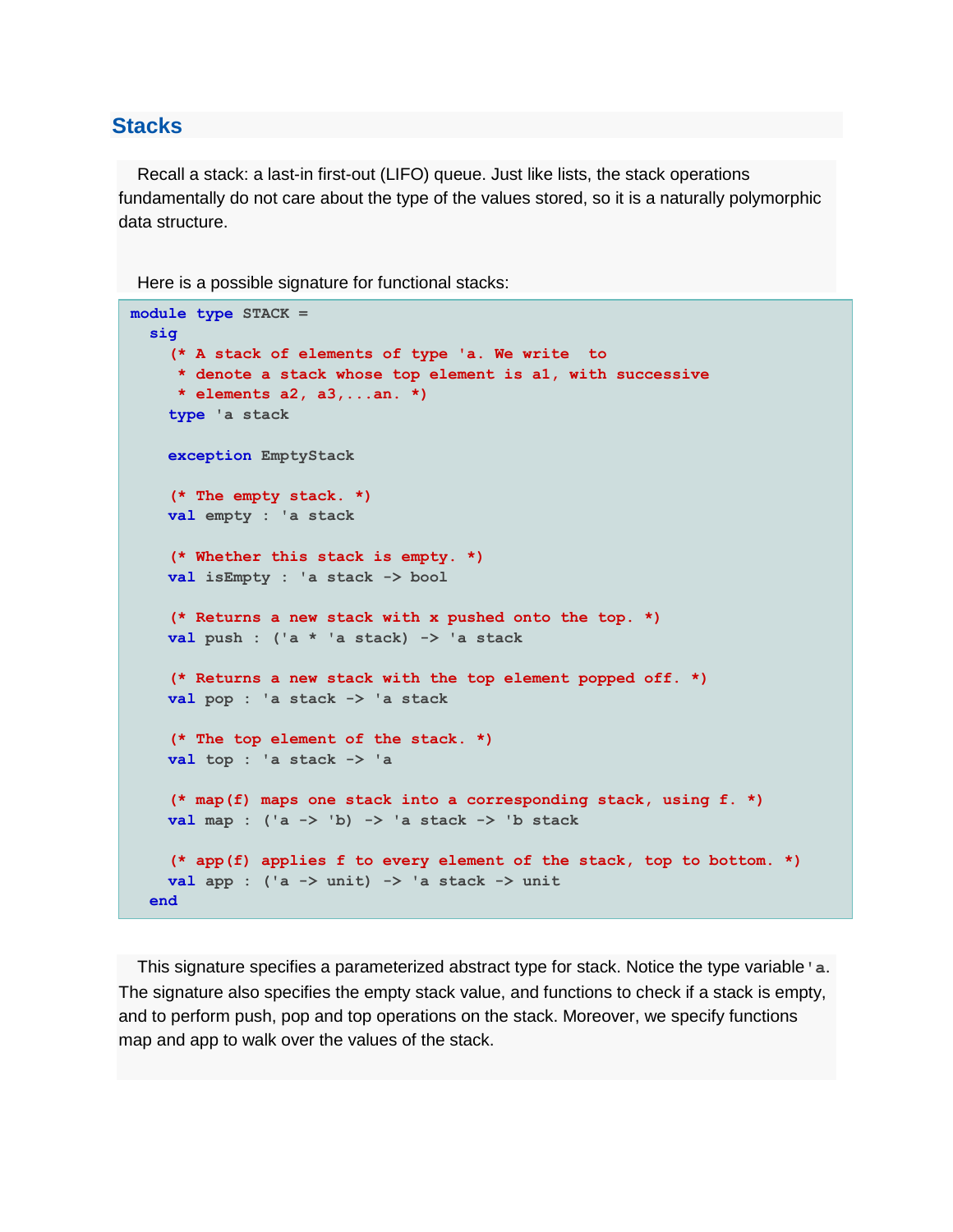## Stacks

Recall a stack: a last-in first-out (LIFO) queue. Just like lists, the stack operations fundamentally do not care about the type of the values stored, so it is a naturally polymorphic data structure.

Here is a possible signature for functional stacks:

```
module type STACK =
  sig
    (* A stack of elements of type 'a. We write  to
     * denote a stack whose top element is a1, with successive
     * elements a2, a3,...an. *)
    type 'a stack

    exception EmptyStack

    (* The empty stack. *)
    val empty : 'a stack

    (* Whether this stack is empty. *)
    val isEmpty : 'a stack -> bool

    (* Returns a new stack with x pushed onto the top. *)
    val push : ('a * 'a stack) -> 'a stack

    (* Returns a new stack with the top element popped off. *)
    val pop : 'a stack -> 'a stack

    (* The top element of the stack. *)
    val top : 'a stack -> 'a

    (* map(f) maps one stack into a corresponding stack, using f. *)
    val map : ('a -> 'b) -> 'a stack -> 'b stack

    (* app(f) applies f to every element of the stack, top to bottom. *)
    val app : ('a -> unit) -> 'a stack -> unit
  end
```

This signature specifies a parameterized abstract type for stack. Notice the type variable `'a`. The signature also specifies the empty stack value, and functions to check if a stack is empty, and to perform push, pop and top operations on the stack. Moreover, we specify functions map and app to walk over the values of the stack.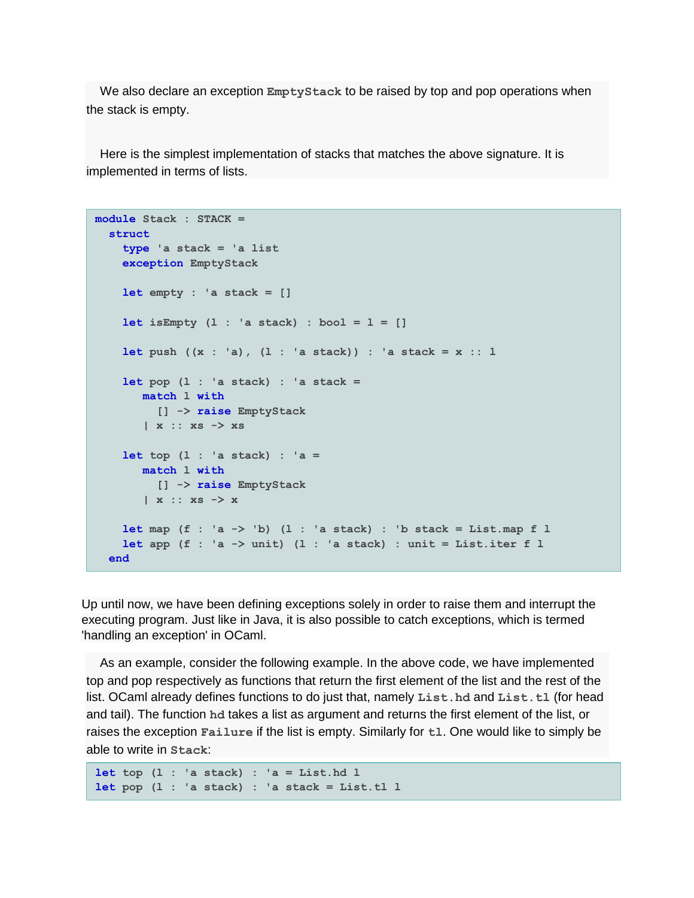We also declare an exception `EmptyStack` to be raised by top and pop operations when the stack is empty.

Here is the simplest implementation of stacks that matches the above signature. It is implemented in terms of lists.

```
module Stack : STACK =
  struct
    type 'a stack = 'a list
    exception EmptyStack

    let empty : 'a stack = []

    let isEmpty (l : 'a stack) : bool = l = []

    let push ((x : 'a), (l : 'a stack)) : 'a stack = x :: l

    let pop (l : 'a stack) : 'a stack =
       match l with
         [] -> raise EmptyStack
       | x :: xs -> xs

    let top (l : 'a stack) : 'a =
       match l with
         [] -> raise EmptyStack
       | x :: xs -> x

    let map (f : 'a -> 'b) (l : 'a stack) : 'b stack = List.map f l
    let app (f : 'a -> unit) (l : 'a stack) : unit = List.iter f l
  end
```

Up until now, we have been defining exceptions solely in order to raise them and interrupt the executing program. Just like in Java, it is also possible to catch exceptions, which is termed 'handling an exception' in OCaml.

As an example, consider the following example. In the above code, we have implemented top and pop respectively as functions that return the first element of the list and the rest of the list. OCaml already defines functions to do just that, namely `List.hd` and `List.tl` (for head and tail). The function `hd` takes a list as argument and returns the first element of the list, or raises the exception `Failure` if the list is empty. Similarly for `tl`. One would like to simply be able to write in `Stack`:

```
let top (l : 'a stack) : 'a = List.hd l
let pop (l : 'a stack) : 'a stack = List.tl l
```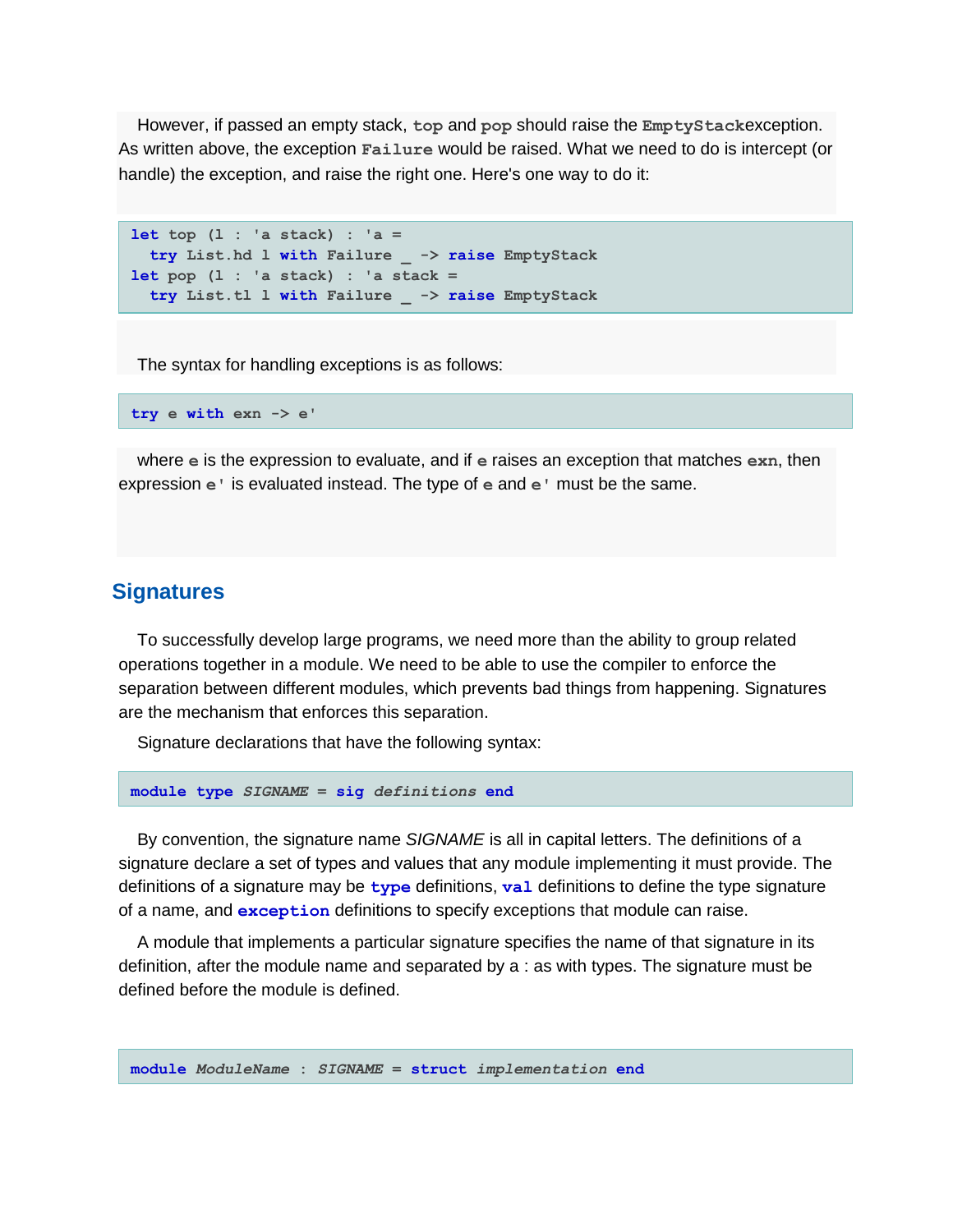However, if passed an empty stack, `top` and `pop` should raise the `EmptyStack`exception. As written above, the exception `Failure` would be raised. What we need to do is intercept (or handle) the exception, and raise the right one. Here's one way to do it:

```
let top (l : 'a stack) : 'a =
  try List.hd l with Failure _ -> raise EmptyStack
let pop (l : 'a stack) : 'a stack =
  try List.tl l with Failure _ -> raise EmptyStack
```

The syntax for handling exceptions is as follows:

```
try e with exn -> e'
```

where `e` is the expression to evaluate, and if `e` raises an exception that matches `exn`, then expression `e'` is evaluated instead. The type of `e` and `e'` must be the same.

## Signatures

To successfully develop large programs, we need more than the ability to group related operations together in a module. We need to be able to use the compiler to enforce the separation between different modules, which prevents bad things from happening. Signatures are the mechanism that enforces this separation.

Signature declarations that have the following syntax:

```
module type SIGNAME = sig definitions end
```

By convention, the signature name *SIGNAME* is all in capital letters. The definitions of a signature declare a set of types and values that any module implementing it must provide. The definitions of a signature may be `type` definitions, `val` definitions to define the type signature of a name, and `exception` definitions to specify exceptions that module can raise.

A module that implements a particular signature specifies the name of that signature in its definition, after the module name and separated by a : as with types. The signature must be defined before the module is defined.

```
module ModuleName : SIGNAME = struct implementation end
```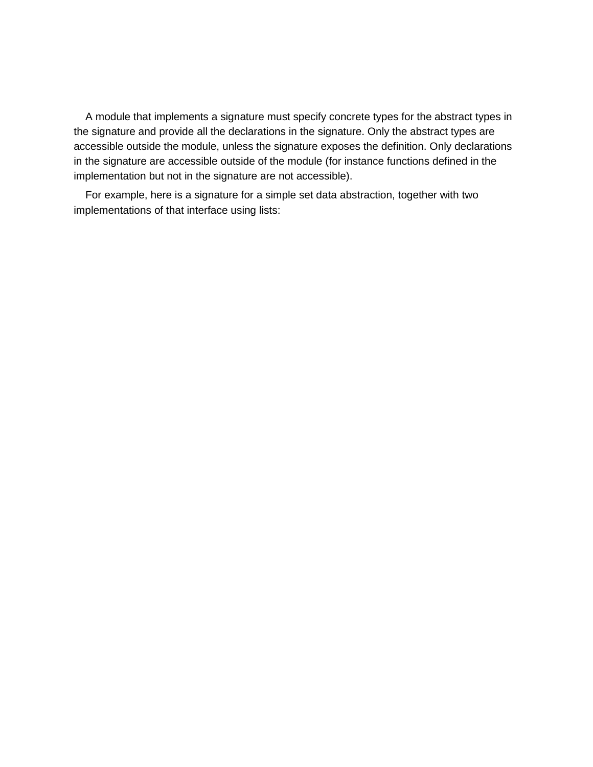A module that implements a signature must specify concrete types for the abstract types in the signature and provide all the declarations in the signature. Only the abstract types are accessible outside the module, unless the signature exposes the definition. Only declarations in the signature are accessible outside of the module (for instance functions defined in the implementation but not in the signature are not accessible).

For example, here is a signature for a simple set data abstraction, together with two implementations of that interface using lists: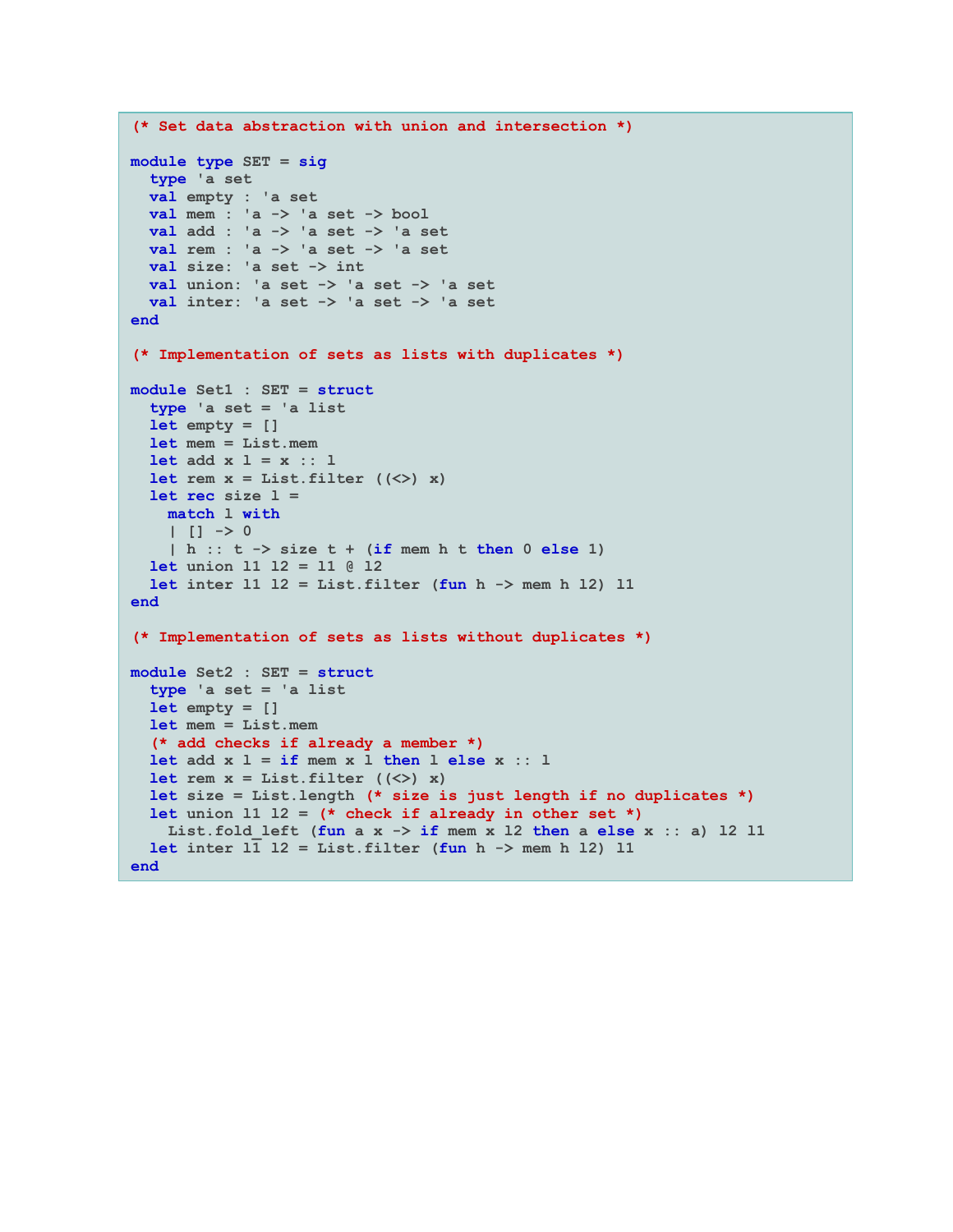```ocaml
(* Set data abstraction with union and intersection *)

module type SET = sig
  type 'a set
  val empty : 'a set
  val mem : 'a -> 'a set -> bool
  val add : 'a -> 'a set -> 'a set
  val rem : 'a -> 'a set -> 'a set
  val size: 'a set -> int
  val union: 'a set -> 'a set -> 'a set
  val inter: 'a set -> 'a set -> 'a set
end

(* Implementation of sets as lists with duplicates *)

module Set1 : SET = struct
  type 'a set = 'a list
  let empty = []
  let mem = List.mem
  let add x l = x :: l
  let rem x = List.filter ((<>) x)
  let rec size l =
    match l with
    | [] -> 0
    | h :: t -> size t + (if mem h t then 0 else 1)
  let union l1 l2 = l1 @ l2
  let inter l1 l2 = List.filter (fun h -> mem h l2) l1
end

(* Implementation of sets as lists without duplicates *)

module Set2 : SET = struct
  type 'a set = 'a list
  let empty = []
  let mem = List.mem
  (* add checks if already a member *)
  let add x l = if mem x l then l else x :: l
  let rem x = List.filter ((<>) x)
  let size = List.length (* size is just length if no duplicates *)
  let union l1 l2 = (* check if already in other set *)
    List.fold_left (fun a x -> if mem x l2 then a else x :: a) l2 l1
  let inter l1 l2 = List.filter (fun h -> mem h l2) l1
end
```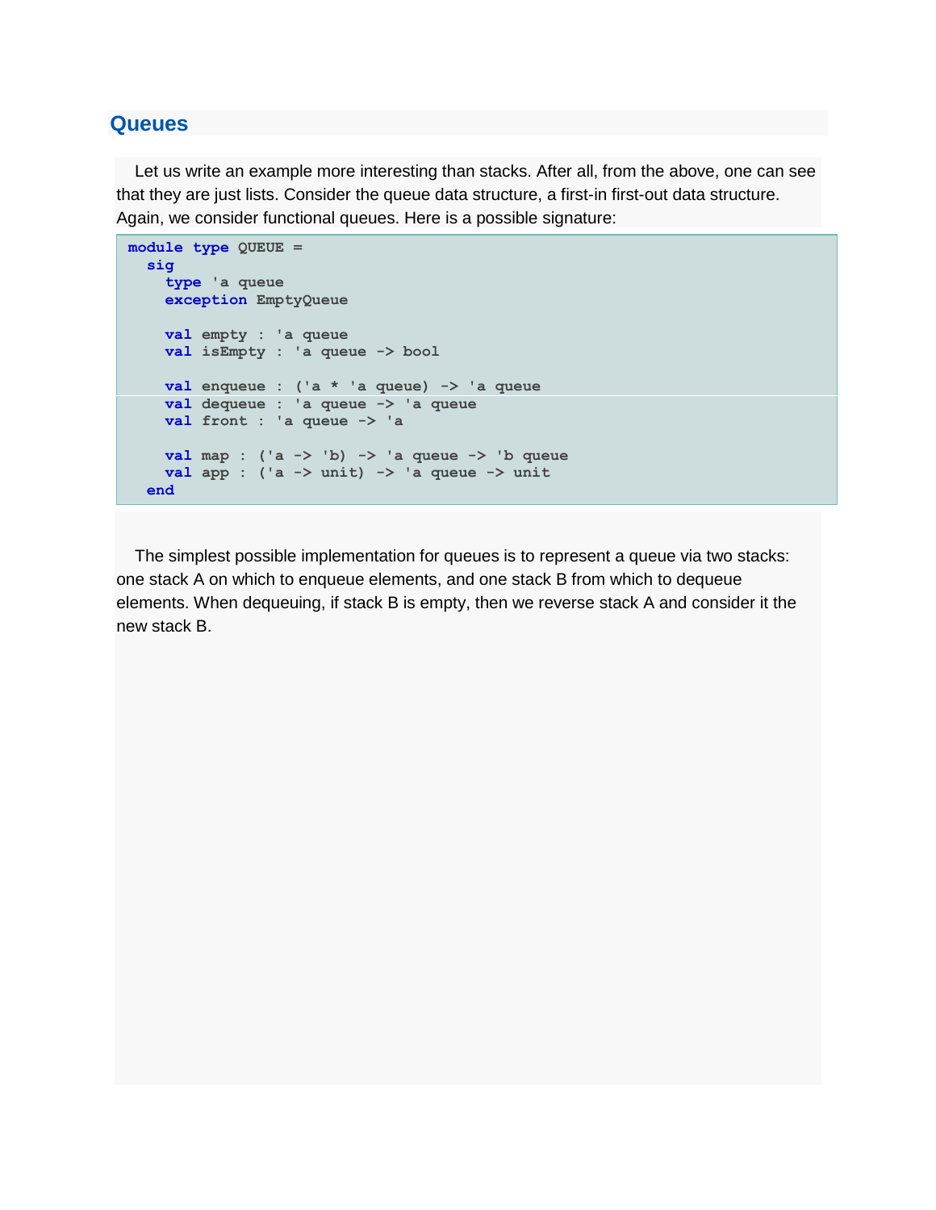## Queues

Let us write an example more interesting than stacks. After all, from the above, one can see that they are just lists. Consider the queue data structure, a first-in first-out data structure. Again, we consider functional queues. Here is a possible signature:

```
module type QUEUE =
  sig
    type 'a queue
    exception EmptyQueue

    val empty : 'a queue
    val isEmpty : 'a queue -> bool

    val enqueue : ('a * 'a queue) -> 'a queue
    val dequeue : 'a queue -> 'a queue
    val front : 'a queue -> 'a

    val map : ('a -> 'b) -> 'a queue -> 'b queue
    val app : ('a -> unit) -> 'a queue -> unit
  end
```

The simplest possible implementation for queues is to represent a queue via two stacks: one stack A on which to enqueue elements, and one stack B from which to dequeue elements. When dequeuing, if stack B is empty, then we reverse stack A and consider it the new stack B.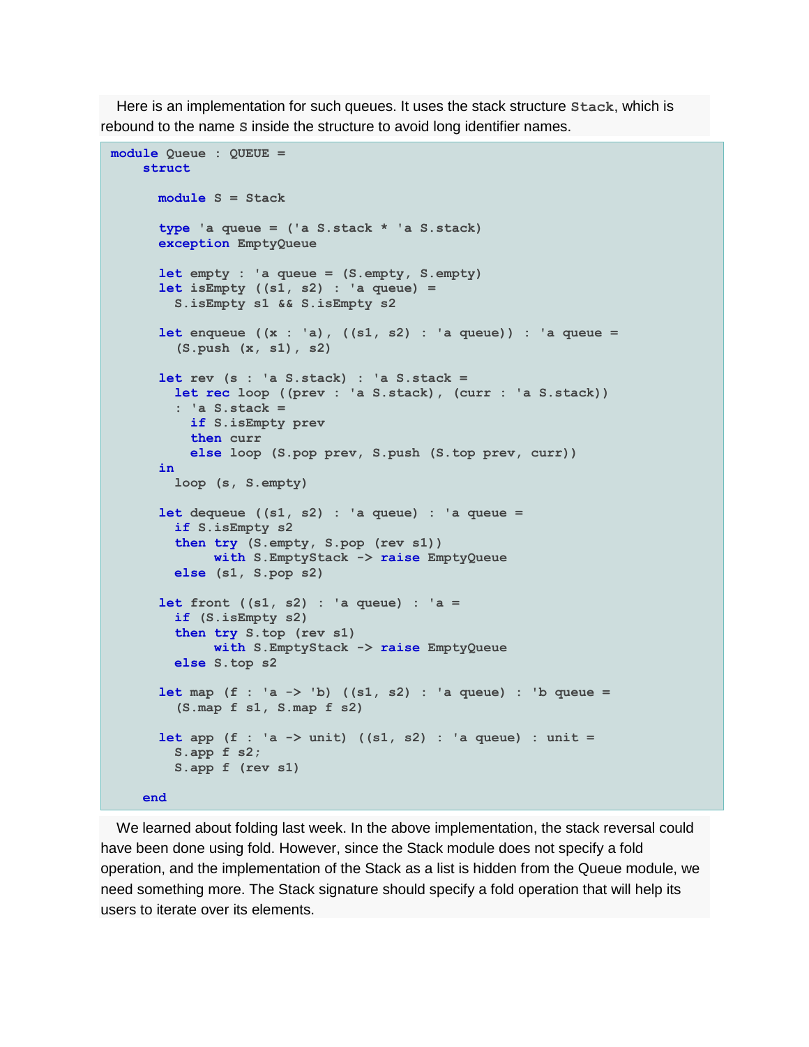Here is an implementation for such queues. It uses the stack structure `Stack`, which is rebound to the name `S` inside the structure to avoid long identifier names.

```
module Queue : QUEUE =
    struct

      module S = Stack

      type 'a queue = ('a S.stack * 'a S.stack)
      exception EmptyQueue

      let empty : 'a queue = (S.empty, S.empty)
      let isEmpty ((s1, s2) : 'a queue) =
        S.isEmpty s1 && S.isEmpty s2

      let enqueue ((x : 'a), ((s1, s2) : 'a queue)) : 'a queue =
        (S.push (x, s1), s2)

      let rev (s : 'a S.stack) : 'a S.stack =
        let rec loop ((prev : 'a S.stack), (curr : 'a S.stack))
        : 'a S.stack =
          if S.isEmpty prev
          then curr
          else loop (S.pop prev, S.push (S.top prev, curr))
      in
        loop (s, S.empty)

      let dequeue ((s1, s2) : 'a queue) : 'a queue =
        if S.isEmpty s2
        then try (S.empty, S.pop (rev s1))
             with S.EmptyStack -> raise EmptyQueue
        else (s1, S.pop s2)

      let front ((s1, s2) : 'a queue) : 'a =
        if (S.isEmpty s2)
        then try S.top (rev s1)
             with S.EmptyStack -> raise EmptyQueue
        else S.top s2

      let map (f : 'a -> 'b) ((s1, s2) : 'a queue) : 'b queue =
        (S.map f s1, S.map f s2)

      let app (f : 'a -> unit) ((s1, s2) : 'a queue) : unit =
        S.app f s2;
        S.app f (rev s1)

    end
```

We learned about folding last week. In the above implementation, the stack reversal could have been done using fold. However, since the Stack module does not specify a fold operation, and the implementation of the Stack as a list is hidden from the Queue module, we need something more. The Stack signature should specify a fold operation that will help its users to iterate over its elements.